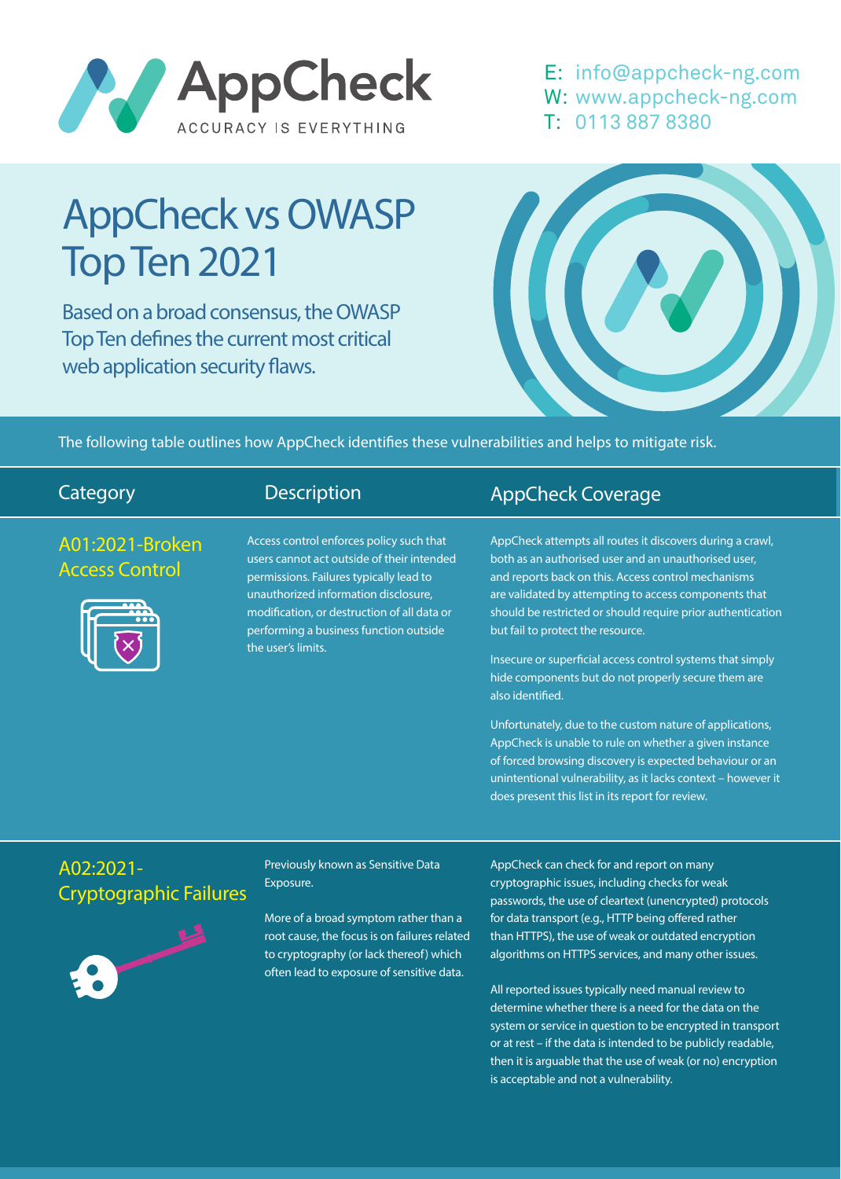# AppCheck

ACCURACY IS EVERYTHING

E: info@appcheck-ng.com
W: www.appcheck-ng.com
T: 0113 887 8380

# AppCheck vs OWASP Top Ten 2021

Based on a broad consensus, the OWASP Top Ten defines the current most critical web application security flaws.

The following table outlines how AppCheck identifies these vulnerabilities and helps to mitigate risk.

| Category | Description | AppCheck Coverage |
| --- | --- | --- |
| A01:2021-Broken Access Control | Access control enforces policy such that users cannot act outside of their intended permissions. Failures typically lead to unauthorized information disclosure, modification, or destruction of all data or performing a business function outside the user's limits. | AppCheck attempts all routes it discovers during a crawl, both as an authorised user and an unauthorised user, and reports back on this. Access control mechanisms are validated by attempting to access components that should be restricted or should require prior authentication but fail to protect the resource.<br><br>Insecure or superficial access control systems that simply hide components but do not properly secure them are also identified.<br><br>Unfortunately, due to the custom nature of applications, AppCheck is unable to rule on whether a given instance of forced browsing discovery is expected behaviour or an unintentional vulnerability, as it lacks context – however it does present this list in its report for review. |
| A02:2021-Cryptographic Failures | Previously known as Sensitive Data Exposure.<br><br>More of a broad symptom rather than a root cause, the focus is on failures related to cryptography (or lack thereof) which often lead to exposure of sensitive data. | AppCheck can check for and report on many cryptographic issues, including checks for weak passwords, the use of cleartext (unencrypted) protocols for data transport (e.g., HTTP being offered rather than HTTPS), the use of weak or outdated encryption algorithms on HTTPS services, and many other issues.<br><br>All reported issues typically need manual review to determine whether there is a need for the data on the system or service in question to be encrypted in transport or at rest – if the data is intended to be publicly readable, then it is arguable that the use of weak (or no) encryption is acceptable and not a vulnerability. |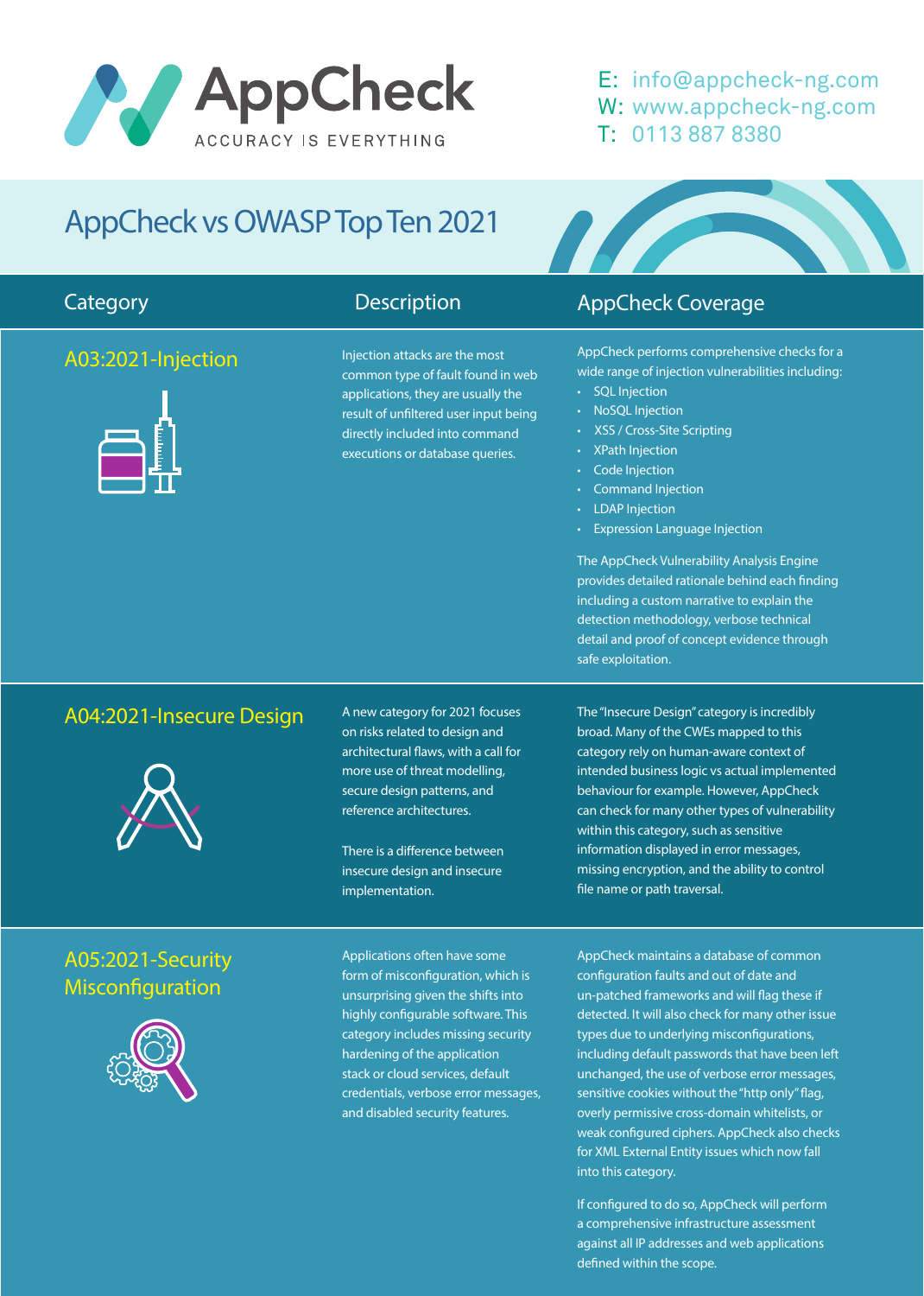AppCheck

ACCURACY IS EVERYTHING

E: info@appcheck-ng.com
W: www.appcheck-ng.com
T: 0113 887 8380

# AppCheck vs OWASP Top Ten 2021

| Category | Description | AppCheck Coverage |
|---|---|---|
| A03:2021-Injection | Injection attacks are the most common type of fault found in web applications, they are usually the result of unfiltered user input being directly included into command executions or database queries. | AppCheck performs comprehensive checks for a wide range of injection vulnerabilities including:<br>• SQL Injection<br>• NoSQL Injection<br>• XSS / Cross-Site Scripting<br>• XPath Injection<br>• Code Injection<br>• Command Injection<br>• LDAP Injection<br>• Expression Language Injection<br><br>The AppCheck Vulnerability Analysis Engine provides detailed rationale behind each finding including a custom narrative to explain the detection methodology, verbose technical detail and proof of concept evidence through safe exploitation. |
| A04:2021-Insecure Design | A new category for 2021 focuses on risks related to design and architectural flaws, with a call for more use of threat modelling, secure design patterns, and reference architectures.<br><br>There is a difference between insecure design and insecure implementation. | The "Insecure Design" category is incredibly broad. Many of the CWEs mapped to this category rely on human-aware context of intended business logic vs actual implemented behaviour for example. However, AppCheck can check for many other types of vulnerability within this category, such as sensitive information displayed in error messages, missing encryption, and the ability to control file name or path traversal. |
| A05:2021-Security Misconfiguration | Applications often have some form of misconfiguration, which is unsurprising given the shifts into highly configurable software. This category includes missing security hardening of the application stack or cloud services, default credentials, verbose error messages, and disabled security features. | AppCheck maintains a database of common configuration faults and out of date and un-patched frameworks and will flag these if detected. It will also check for many other issue types due to underlying misconfigurations, including default passwords that have been left unchanged, the use of verbose error messages, sensitive cookies without the "http only" flag, overly permissive cross-domain whitelists, or weak configured ciphers. AppCheck also checks for XML External Entity issues which now fall into this category.<br><br>If configured to do so, AppCheck will perform a comprehensive infrastructure assessment against all IP addresses and web applications defined within the scope. |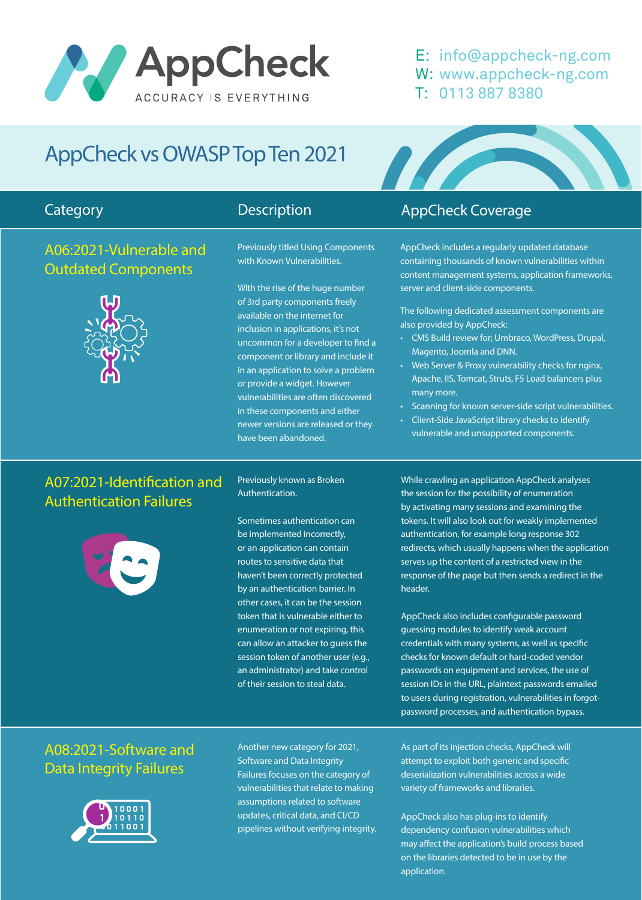# AppCheck

ACCURACY IS EVERYTHING

E: info@appcheck-ng.com
W: www.appcheck-ng.com
T: 0113 887 8380

## AppCheck vs OWASP Top Ten 2021

| Category | Description | AppCheck Coverage |
|---|---|---|
| A06:2021-Vulnerable and Outdated Components | Previously titled Using Components with Known Vulnerabilities.<br><br>With the rise of the huge number of 3rd party components freely available on the internet for inclusion in applications, it's not uncommon for a developer to find a component or library and include it in an application to solve a problem or provide a widget. However vulnerabilities are often discovered in these components and either newer versions are released or they have been abandoned. | AppCheck includes a regularly updated database containing thousands of known vulnerabilities within content management systems, application frameworks, server and client-side components.<br><br>The following dedicated assessment components are also provided by AppCheck:<br>• CMS Build review for; Umbraco, WordPress, Drupal, Magento, Joomla and DNN.<br>• Web Server & Proxy vulnerability checks for nginx, Apache, IIS, Tomcat, Struts, F5 Load balancers plus many more.<br>• Scanning for known server-side script vulnerabilities.<br>• Client-Side JavaScript library checks to identify vulnerable and unsupported components. |
| A07:2021-Identification and Authentication Failures | Previously known as Broken Authentication.<br><br>Sometimes authentication can be implemented incorrectly, or an application can contain routes to sensitive data that haven't been correctly protected by an authentication barrier. In other cases, it can be the session token that is vulnerable either to enumeration or not expiring, this can allow an attacker to guess the session token of another user (e.g., an administrator) and take control of their session to steal data. | While crawling an application AppCheck analyses the session for the possibility of enumeration by activating many sessions and examining the tokens. It will also look out for weakly implemented authentication, for example long response 302 redirects, which usually happens when the application serves up the content of a restricted view in the response of the page but then sends a redirect in the header.<br><br>AppCheck also includes configurable password guessing modules to identify weak account credentials with many systems, as well as specific checks for known default or hard-coded vendor passwords on equipment and services, the use of session IDs in the URL, plaintext passwords emailed to users during registration, vulnerabilities in forgot-password processes, and authentication bypass. |
| A08:2021-Software and Data Integrity Failures | Another new category for 2021, Software and Data Integrity Failures focuses on the category of vulnerabilities that relate to making assumptions related to software updates, critical data, and CI/CD pipelines without verifying integrity. | As part of its injection checks, AppCheck will attempt to exploit both generic and specific deserialization vulnerabilities across a wide variety of frameworks and libraries.<br><br>AppCheck also has plug-ins to identify dependency confusion vulnerabilities which may affect the application's build process based on the libraries detected to be in use by the application. |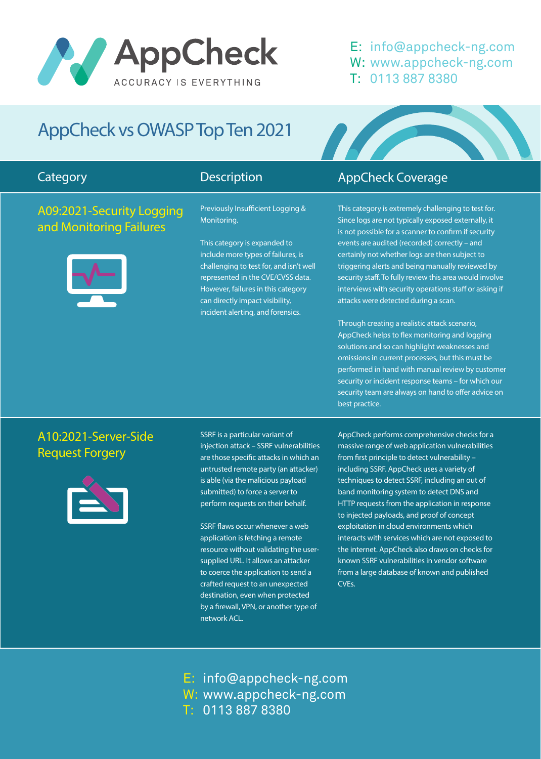AppCheck
ACCURACY IS EVERYTHING

E: info@appcheck-ng.com
W: www.appcheck-ng.com
T: 0113 887 8380

# AppCheck vs OWASP Top Ten 2021

| Category | Description | AppCheck Coverage |
|---|---|---|
| A09:2021-Security Logging and Monitoring Failures | Previously Insufficient Logging & Monitoring.<br><br>This category is expanded to include more types of failures, is challenging to test for, and isn't well represented in the CVE/CVSS data. However, failures in this category can directly impact visibility, incident alerting, and forensics. | This category is extremely challenging to test for. Since logs are not typically exposed externally, it is not possible for a scanner to confirm if security events are audited (recorded) correctly – and certainly not whether logs are then subject to triggering alerts and being manually reviewed by security staff. To fully review this area would involve interviews with security operations staff or asking if attacks were detected during a scan.<br><br>Through creating a realistic attack scenario, AppCheck helps to flex monitoring and logging solutions and so can highlight weaknesses and omissions in current processes, but this must be performed in hand with manual review by customer security or incident response teams – for which our security team are always on hand to offer advice on best practice. |
| A10:2021-Server-Side Request Forgery | SSRF is a particular variant of injection attack – SSRF vulnerabilities are those specific attacks in which an untrusted remote party (an attacker) is able (via the malicious payload submitted) to force a server to perform requests on their behalf.<br><br>SSRF flaws occur whenever a web application is fetching a remote resource without validating the user-supplied URL. It allows an attacker to coerce the application to send a crafted request to an unexpected destination, even when protected by a firewall, VPN, or another type of network ACL. | AppCheck performs comprehensive checks for a massive range of web application vulnerabilities from first principle to detect vulnerability – including SSRF. AppCheck uses a variety of techniques to detect SSRF, including an out of band monitoring system to detect DNS and HTTP requests from the application in response to injected payloads, and proof of concept exploitation in cloud environments which interacts with services which are not exposed to the internet. AppCheck also draws on checks for known SSRF vulnerabilities in vendor software from a large database of known and published CVEs. |

E: info@appcheck-ng.com
W: www.appcheck-ng.com
T: 0113 887 8380